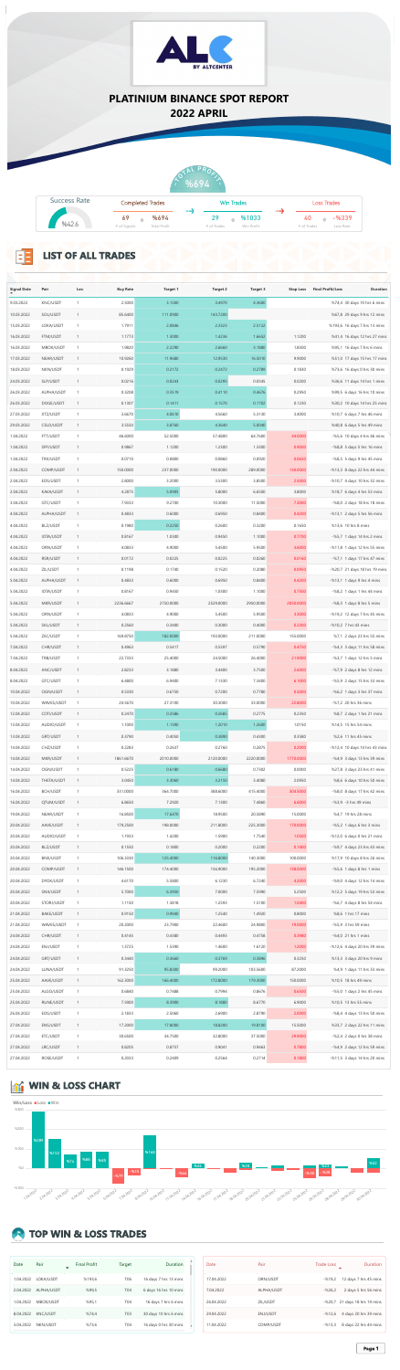# PLATINIUM BINANCE SPOT REPORT

## 2022 APRIL

TOTAL PROFIT
%694

| Success Rate | Completed Trades | | Win Trades | | Loss Trades | |
|---|---|---|---|---|---|---|
| %42.6 | 69 | %694 | 29 | %1033 | 40 | -%339 |
| | # of Signals | Total Profit | # of Trades | Win Profit | # of Trades | Loss Rate |

## LIST OF ALL TRADES

| Signal Date | Pair | Lev. | Buy Rate | Target 1 | Target 2 | Target 3 | Stop Loss | Final Profit/Loss | Duration |
|---|---|---|---|---|---|---|---|---|---|
| 9.03.2022 | KNC/USDT | 1 | 2.9200 | 3.1500 | 3.6970 | 4.0600 | | %74.6 | 30 days 10 hrs 6 mins |
| 10.03.2022 | SOL/USDT | 1 | 85.6400 | 111.0900 | 144.0700 | | | %67.8 | 29 days 9 hrs 12 mins |
| 13.03.2022 | LOKA/USDT | 1 | 1.7911 | 2.0846 | 2.3323 | 2.5137 | | %193.6 | 16 days 7 hrs 13 mins |
| 16.03.2022 | FTM/USDT | 1 | 1.1773 | 1.3080 | 1.4336 | 1.5652 | 1.1200 | %61.4 | 16 days 12 hrs 27 mins |
| 16.03.2022 | MBOX/USDT | 1 | 1.9820 | 2.2290 | 2.6660 | 3.1080 | 1.8500 | %95.1 | 16 days 7 hrs 6 mins |
| 17.03.2022 | NEAR/USDT | 1 | 10.9360 | 12.3140 | 14.0190 | 16.5010 | 9.9000 | %51.0 | 17 days 15 hrs 17 mins |
| 18.03.2022 | NKN/USDT | 1 | 0.1929 | 0.2173 | 0.2672 | 0.2789 | 0.1830 | %73.6 | 16 days 0 hrs 38 mins |
| 24.03.2022 | SLP/USDT | 1 | 0.0216 | 0.0243 | 0.0295 | 0.0345 | 0.0200 | %86.6 | 17 days 14 hrs 1 mins |
| 26.03.2022 | ALPHA/USDT | 1 | 0.3208 | 0.3519 | 0.4110 | 0.4676 | 0.2950 | %99.5 | 6 days 16 hrs 10 mins |
| 26.03.2022 | DOGE/USDT | 1 | 0.1307 | 0.1411 | 0.1570 | 0.1782 | 0.1230 | %95.2 | 10 days 16 hrs 25 mins |
| 27.03.2022 | STZ/USDT | 1 | 3.6670 | 4.0610 | 4.5660 | 5.3130 | 3.4000 | %10.7 | 6 days 7 hrs 46 mins |
| 29.03.2022 | CELO/USDT | 1 | 3.5550 | 3.8760 | 4.3540 | 5.0040 | | %40.8 | 6 days 5 hrs 49 mins |
| 1.04.2022 | FTT/USDT | 1 | 46.6000 | 52.5000 | 57.4800 | 64.7600 | 44.0000 | -%5.6 | 10 days 4 hrs 46 mins |
| 1.04.2022 | SPF/USDT | 1 | 0.9867 | 1.1200 | 1.2300 | 1.3300 | 0.9000 | -%8.8 | 5 days 5 hrs 16 mins |
| 1.04.2022 | TKO/USDT | 1 | 0.0710 | 0.0800 | 0.0860 | 0.0920 | 0.0650 | -%8.5 | 1 days 9 hrs 45 mins |
| 2.04.2022 | COMP/USDT | 1 | 150.0000 | 237.0000 | 190.0000 | 289.0000 | 130.0000 | -%13.3 | 8 days 22 hrs 44 mins |
| 2.04.2022 | EOS/USDT | 1 | 2.8000 | 3.2000 | 3.5000 | 3.8500 | 2.5000 | -%10.7 | 4 days 10 hrs 32 mins |
| 2.04.2022 | KAVA/USDT | 1 | 4.2875 | 5.0985 | 5.8000 | 6.6500 | 3.8000 | %18.7 | 4 days 4 hrs 53 mins |
| 3.04.2022 | GTC/USDT | 1 | 7.9033 | 9.2700 | 10.2000 | 11.5000 | 7.5000 | -%8.0 | 2 days 10 hrs 18 mins |
| 4.04.2022 | ALPHA/USDT | 1 | 0.4803 | 0.6000 | 0.6950 | 0.8400 | 0.4200 | -%13.1 | 2 days 5 hrs 36 mins |
| 4.04.2022 | BLZ/USDT | 1 | 0.1980 | 0.2250 | 0.2600 | 0.3200 | 0.1650 | %13.6 | 10 hrs 8 mins |
| 4.04.2022 | IOTA/USDT | 1 | 0.8167 | 1.0300 | 0.9650 | 1.1000 | 0.7700 | -%5.7 | 1 days 19 hrs 2 mins |
| 4.04.2022 | ORN/USDT | 1 | 4.0833 | 4.9000 | 5.4500 | 5.9500 | 3.6000 | -%11.8 | 1 days 12 hrs 55 mins |
| 4.04.2022 | REQ/USDT | 1 | 0.0172 | 0.0225 | 0.0225 | 0.0260 | 0.0160 | -%7.1 | 1 days 17 hrs 47 mins |
| 4.04.2022 | ZIL/USDT | 1 | 0.1198 | 0.1740 | 0.1520 | 0.2080 | 0.0950 | -%20.7 | 21 days 18 hrs 19 mins |
| 5.04.2022 | ALPHA/USDT | 1 | 0.4803 | 0.6000 | 0.6950 | 0.8400 | 0.4200 | -%13.1 | 1 days 8 hrs 4 mins |
| 5.04.2022 | IOTA/USDT | 1 | 0.8167 | 0.9650 | 1.0300 | 1.1000 | 0.7500 | -%8.2 | 1 days 1 hrs 46 mins |
| 5.04.2022 | MKR/USDT | 1 | 2236.6667 | 2760.0000 | 2324.0000 | 2950.0000 | 2050.0000 | -%8.3 | 1 days 8 hrs 5 mins |
| 5.04.2022 | ORN/USDT | 1 | 4.0833 | 4.9000 | 5.4500 | 5.9500 | 3.2000 | -%19.2 | 12 days 7 hrs 45 mins |
| 5.04.2022 | SKL/USDT | 1 | 0.2583 | 0.3400 | 0.3000 | 0.4000 | 0.2300 | -%10.2 | 7 hrs 43 mins |
| 5.04.2022 | SOL/USDT | 1 | 169.6750 | 182.0000 | 190.0000 | 211.0000 | 155.0000 | -%7.1 | 2 days 23 hrs 55 mins |
| 7.04.2022 | CHR/USDT | 1 | 0.4963 | 0.5417 | 0.5597 | 0.5790 | 0.4750 | -%4.3 | 4 days 11 hrs 58 mins |
| 7.04.2022 | TRB/USDT | 1 | 22.7333 | 25.4000 | 24.5000 | 26.4000 | 21.9000 | -%3.7 | 1 days 12 hrs 5 mins |
| 8.04.2022 | ANC/USDT | 1 | 2.8233 | 3.1080 | 3.4400 | 3.7500 | 2.6000 | -%7.9 | 2 days 8 hrs 12 mins |
| 8.04.2022 | GTC/USDT | 1 | 6.4800 | 6.9400 | 7.1330 | 7.3400 | 6.1000 | -%5.9 | 2 days 15 hrs 33 mins |
| 10.04.2022 | OGN/USDT | 1 | 0.5300 | 0.6750 | 0.7200 | 0.7700 | 0.5000 | -%6.7 | 1 days 3 hrs 37 mins |
| 10.04.2022 | WAVES/USDT | 1 | 24.5670 | 27.3100 | 30.4300 | 33.8000 | 22.0000 | -%11.2 | 20 hrs 36 mins |
| 12.04.2022 | CCP/USDT | 1 | 0.2370 | 0.2586 | 0.2685 | 0.2775 | 0.2350 | %8.7 | 2 days 1 hrs 21 mins |
| 13.04.2022 | AUDIO/USDT | 1 | 1.1000 | 1.1390 | 1.2010 | 1.2600 | 1.0150 | %14.5 | 15 hrs 54 mins |
| 13.04.2022 | DATI/USDT | 1 | 0.5790 | 0.6050 | 0.6080 | 0.6380 | 0.5580 | %2.6 | 11 hrs 45 mins |
| 14.04.2022 | CHZ/USDT | 1 | 0.2283 | 0.2637 | 0.2760 | 0.2875 | 0.2000 | -%12.4 | 10 days 14 hrs 45 mins |
| 14.04.2022 | MKR/USDT | 1 | 1861.6670 | 2010.0000 | 2120.0000 | 2220.0000 | 1770.0000 | -%4.9 | 3 days 10 hrs 39 mins |
| 14.04.2022 | OGN/USDT | 1 | 0.5223 | 0.6100 | 0.6600 | 0.7300 | 0.5000 | %21.8 | 3 days 23 hrs 41 mins |
| 14.04.2022 | THETA/USDT | 1 | 3.0950 | 3.3060 | 3.2150 | 3.4080 | 2.0950 | %8.6 | 4 days 10 hrs 58 mins |
| 16.04.2022 | BCH/USDT | 1 | 331.0000 | 366.7000 | 388.6000 | 415.4000 | 304.0000 | -%8.0 | 8 days 17 hrs 42 mins |
| 16.04.2022 | QTUM/USDT | 1 | 6.8600 | 7.2500 | 7.1000 | 7.4660 | 6.6000 | -%3.9 | 0 hrs 48 mins |
| 19.04.2022 | NEAR/USDT | 1 | 16.6360 | 17.6470 | 18.9500 | 20.5690 | 15.0000 | %4.7 | 19 hrs 28 mins |
| 20.04.2022 | AAVE/USDT | 1 | 178.3500 | 198.0000 | 211.8000 | 225.3000 | 170.0000 | -%5.2 | 1 days 8 hrs 5 mins |
| 20.04.2022 | AUDIO/USDT | 1 | 1.1933 | 1.4200 | 1.5900 | 1.7540 | 1.0500 | -%12.0 | 6 days 8 hrs 21 mins |
| 20.04.2022 | BLZ/USDT | 1 | 0.1550 | 0.1600 | 0.2000 | 0.2200 | 0.1400 | -%9.7 | 4 days 20 hrs 43 mins |
| 20.04.2022 | BNX/USDT | 1 | 106.3330 | 125.4000 | 116.8000 | 140.3000 | 100.0000 | %17.9 | 10 days 8 hrs 24 mins |
| 20.04.2022 | COMP/USDT | 1 | 166.1500 | 176.4000 | 184.8000 | 195.2000 | 158.0000 | -%4.6 | 1 days 8 hrs 1 mins |
| 20.04.2022 | DYDX/USDT | 1 | 4.6170 | 5.0000 | 6.1200 | 6.7240 | 4.2000 | -%9.0 | 4 days 12 hrs 14 mins |
| 20.04.2022 | SNX/USDT | 1 | 5.7000 | 6.3000 | 7.0000 | 7.5900 | 5.2500 | %12.2 | 3 days 19 hrs 53 mins |
| 20.04.2022 | STORJ/USDT | 1 | 1.1150 | 1.3010 | 1.2593 | 1.5100 | 1.0400 | -%6.7 | 4 days 8 hrs 54 mins |
| 21.04.2022 | BAKE/USDT | 1 | 0.9150 | 0.9940 | 1.2540 | 1.4920 | 0.8000 | %8.6 | 1 hrs 17 mins |
| 21.04.2022 | WAVES/USDT | 1 | 20.2000 | 22.7900 | 22.8600 | 24.9800 | 19.0000 | -%5.9 | 0 hrs 59 mins |
| 24.04.2022 | CHR/USDT | 1 | 0.4145 | 0.4380 | 0.4893 | 0.4756 | 0.3980 | -%4.0 | 21 hrs 1 mins |
| 24.04.2022 | ENJ/USDT | 1 | 1.3723 | 1.5390 | 1.4600 | 1.6120 | 1.2000 | -%12.6 | 4 days 20 hrs 39 mins |
| 24.04.2022 | GRT/USDT | 1 | 0.3440 | 0.3640 | 0.3769 | 0.3986 | 0.3250 | %13.3 | 2 days 20 hrs 9 mins |
| 24.04.2022 | LUNA/USDT | 1 | 91.5250 | 95.8300 | 99.2000 | 103.5600 | 87.2000 | %4.9 | 1 days 11 hrs 33 mins |
| 25.04.2022 | AAVE/USDT | 1 | 162.3000 | 166.4000 | 172.8000 | 179.3000 | 152.0000 | %10.5 | 18 hrs 49 mins |
| 25.04.2022 | ALGO/USDT | 1 | 0.6840 | 0.7488 | 0.7994 | 0.8676 | 0.6500 | -%5.0 | 1 days 2 hrs 45 mins |
| 25.04.2022 | RUNE/USDT | 1 | 7.5800 | 8.3900 | 8.1880 | 8.6770 | 6.9000 | %10.9 | 13 hrs 55 mins |
| 26.04.2022 | EOS/USDT | 1 | 2.1833 | 2.5060 | 2.6900 | 2.8790 | 2.0000 | -%8.4 | 4 days 13 hrs 58 mins |
| 27.04.2022 | ENS/USDT | 1 | 17.3000 | 17.8000 | 18.8200 | 19.8100 | 15.5000 | %33.7 | 2 days 22 hrs 11 mins |
| 27.04.2022 | ETC/USDT | 1 | 30.6500 | 34.7500 | 32.8000 | 37.5000 | 29.9000 | -%2.4 | 3 days 8 hrs 30 mins |
| 27.04.2022 | LRC/USDT | 1 | 0.8203 | 0.8737 | 0.8041 | 0.9464 | 0.7800 | -%4.9 | 3 days 12 hrs 58 mins |
| 27.04.2022 | ROSE/USDT | 1 | 0.2033 | 0.2499 | 0.2564 | 0.2714 | 0.1800 | -%11.5 | 3 days 10 hrs 20 mins |

## WIN & LOSS CHART

## TOP WIN & LOSS TRADES

| Date | Pair | Final Profit | Target | Duration |
|---|---|---|---|---|
| 1.04.2022 | LOKA/USDT | %193.6 | T04 | 16 days 7 hrs 13 mins |
| 2.04.2022 | ALPHA/USDT | %99.5 | T04 | 6 days 16 hrs 10 mins |
| 1.04.2022 | MBOX/USDT | %95.1 | T04 | 16 days 7 hrs 6 mins |
| 8.04.2022 | KNC/USDT | %74.6 | T04 | 30 days 10 hrs 6 mins |
| 3.04.2022 | NKN/USDT | %73.6 | T04 | 16 days 0 hrs 38 mins |

| Date | Pair | Trade Loss | Duration |
|---|---|---|---|
| 17.04.2022 | ORN/USDT | -%19.2 | 12 days 7 hrs 45 mins |
| 7.04.2022 | ALPHA/USDT | -%26.2 | 3 days 5 hrs 36 mins |
| 26.04.2022 | ZIL/USDT | -%20.7 | 21 days 18 hrs 19 mins |
| 29.04.2022 | ENJ/USDT | -%12.6 | 4 days 20 hrs 39 mins |
| 11.04.2022 | COMP/USDT | -%13.3 | 8 days 22 hrs 44 mins |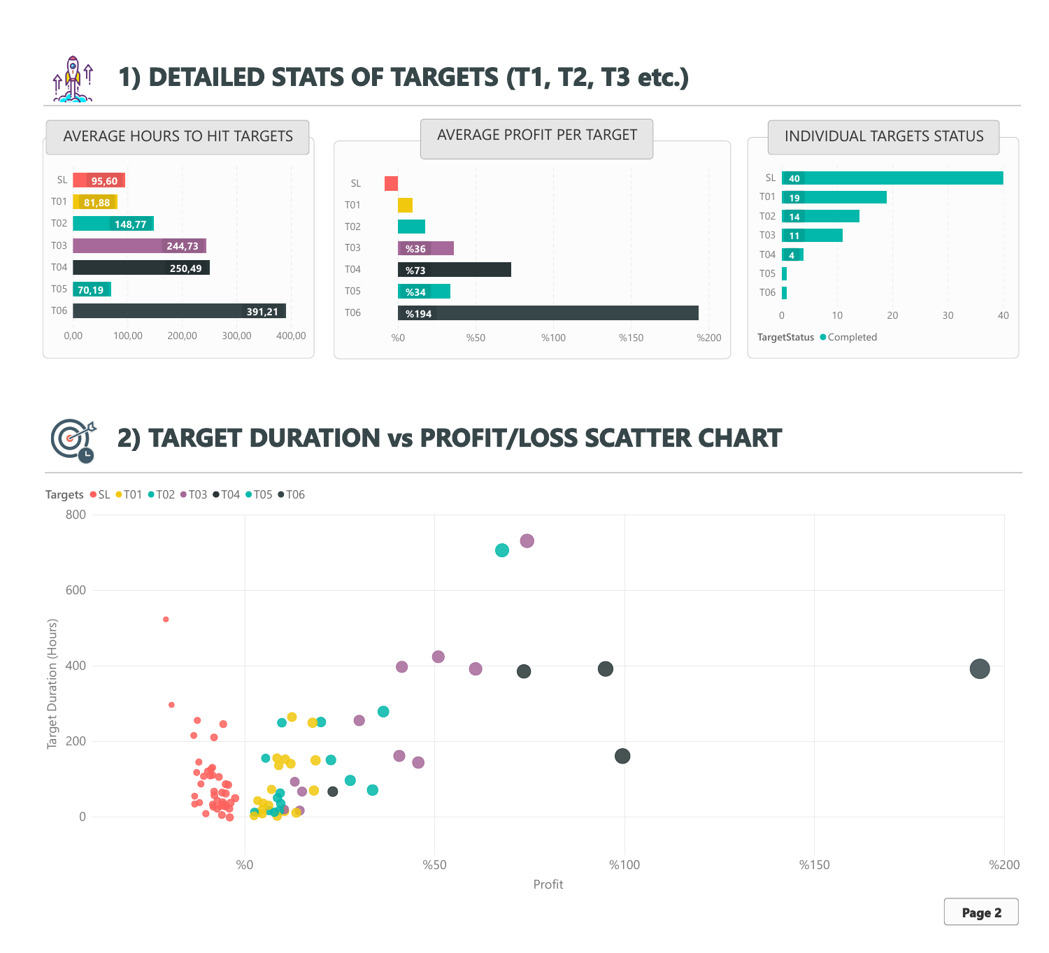# 1) DETAILED STATS OF TARGETS (T1, T2, T3 etc.)

AVERAGE HOURS TO HIT TARGETS

SL 95,60
T01 81,88
T02 148,77
T03 244,73
T04 250,49
T05 70,19
T06 391,21

0,00 100,00 200,00 300,00 400,00

AVERAGE PROFIT PER TARGET

SL
T01
T02
T03 %36
T04 %73
T05 %34
T06 %194

%0 %50 %100 %150 %200

INDIVIDUAL TARGETS STATUS

SL 40
T01 19
T02 14
T03 11
T04 4
T05
T06

0 10 20 30 40

TargetStatus ● Completed

# 2) TARGET DURATION vs PROFIT/LOSS SCATTER CHART

Targets ● SL ● T01 ● T02 ● T03 ● T04 ● T05 ● T06

Target Duration (Hours)

800
600
400
200
0

%0 %50 %100 %150 %200

Profit